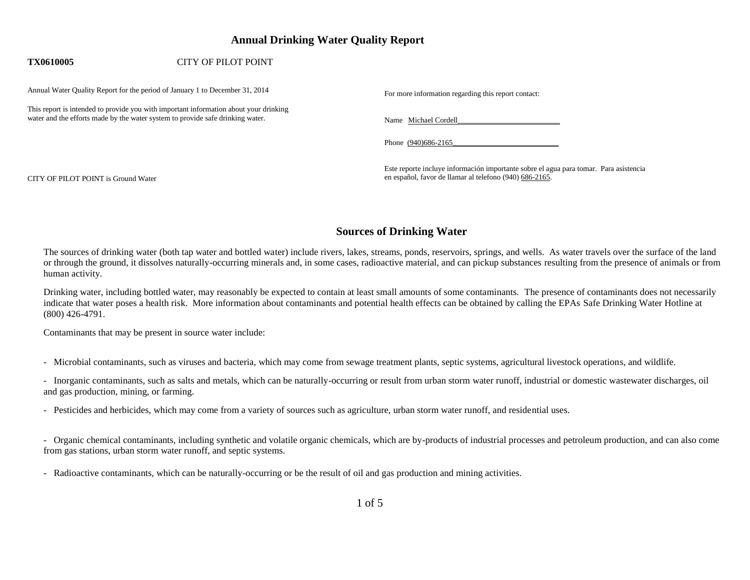# Annual Drinking Water Quality Report

**TX0610005** CITY OF PILOT POINT

Annual Water Quality Report for the period of January 1 to December 31, 2014

This report is intended to provide you with important information about your drinking water and the efforts made by the water system to provide safe drinking water.

CITY OF PILOT POINT is Ground Water

For more information regarding this report contact:

Name Michael Cordell

Phone (940)686-2165

Este reporte incluye información importante sobre el agua para tomar. Para asistencia en español, favor de llamar al telefono (940) 686-2165.

## Sources of Drinking Water

The sources of drinking water (both tap water and bottled water) include rivers, lakes, streams, ponds, reservoirs, springs, and wells. As water travels over the surface of the land or through the ground, it dissolves naturally-occurring minerals and, in some cases, radioactive material, and can pickup substances resulting from the presence of animals or from human activity.

Drinking water, including bottled water, may reasonably be expected to contain at least small amounts of some contaminants. The presence of contaminants does not necessarily indicate that water poses a health risk. More information about contaminants and potential health effects can be obtained by calling the EPAs Safe Drinking Water Hotline at (800) 426-4791.

Contaminants that may be present in source water include:

- Microbial contaminants, such as viruses and bacteria, which may come from sewage treatment plants, septic systems, agricultural livestock operations, and wildlife.
- Inorganic contaminants, such as salts and metals, which can be naturally-occurring or result from urban storm water runoff, industrial or domestic wastewater discharges, oil and gas production, mining, or farming.
- Pesticides and herbicides, which may come from a variety of sources such as agriculture, urban storm water runoff, and residential uses.
- Organic chemical contaminants, including synthetic and volatile organic chemicals, which are by-products of industrial processes and petroleum production, and can also come from gas stations, urban storm water runoff, and septic systems.
- Radioactive contaminants, which can be naturally-occurring or be the result of oil and gas production and mining activities.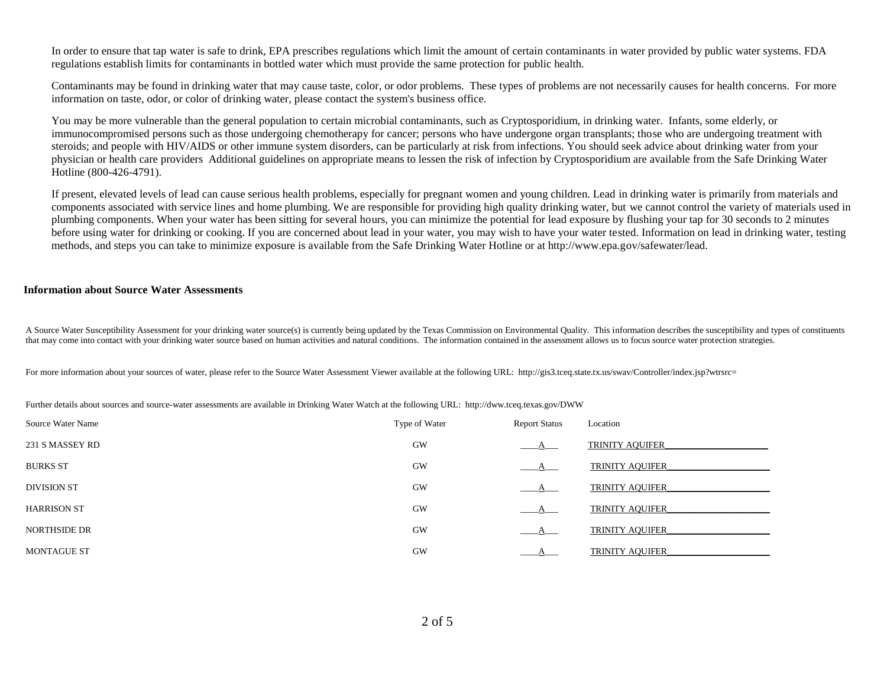In order to ensure that tap water is safe to drink, EPA prescribes regulations which limit the amount of certain contaminants in water provided by public water systems. FDA regulations establish limits for contaminants in bottled water which must provide the same protection for public health.

Contaminants may be found in drinking water that may cause taste, color, or odor problems. These types of problems are not necessarily causes for health concerns. For more information on taste, odor, or color of drinking water, please contact the system's business office.

You may be more vulnerable than the general population to certain microbial contaminants, such as Cryptosporidium, in drinking water. Infants, some elderly, or immunocompromised persons such as those undergoing chemotherapy for cancer; persons who have undergone organ transplants; those who are undergoing treatment with steroids; and people with HIV/AIDS or other immune system disorders, can be particularly at risk from infections. You should seek advice about drinking water from your physician or health care providers Additional guidelines on appropriate means to lessen the risk of infection by Cryptosporidium are available from the Safe Drinking Water Hotline (800-426-4791).

If present, elevated levels of lead can cause serious health problems, especially for pregnant women and young children. Lead in drinking water is primarily from materials and components associated with service lines and home plumbing. We are responsible for providing high quality drinking water, but we cannot control the variety of materials used in plumbing components. When your water has been sitting for several hours, you can minimize the potential for lead exposure by flushing your tap for 30 seconds to 2 minutes before using water for drinking or cooking. If you are concerned about lead in your water, you may wish to have your water tested. Information on lead in drinking water, testing methods, and steps you can take to minimize exposure is available from the Safe Drinking Water Hotline or at http://www.epa.gov/safewater/lead.

## Information about Source Water Assessments

A Source Water Susceptibility Assessment for your drinking water source(s) is currently being updated by the Texas Commission on Environmental Quality. This information describes the susceptibility and types of constituents that may come into contact with your drinking water source based on human activities and natural conditions. The information contained in the assessment allows us to focus source water protection strategies.

For more information about your sources of water, please refer to the Source Water Assessment Viewer available at the following URL: http://gis3.tceq.state.tx.us/swav/Controller/index.jsp?wtrsrc=

Further details about sources and source-water assessments are available in Drinking Water Watch at the following URL: http://dww.tceq.texas.gov/DWW

| Source Water Name | Type of Water | Report Status | Location |
|---|---|---|---|
| 231 S MASSEY RD | GW | A | TRINITY AQUIFER |
| BURKS ST | GW | A | TRINITY AQUIFER |
| DIVISION ST | GW | A | TRINITY AQUIFER |
| HARRISON ST | GW | A | TRINITY AQUIFER |
| NORTHSIDE DR | GW | A | TRINITY AQUIFER |
| MONTAGUE ST | GW | A | TRINITY AQUIFER |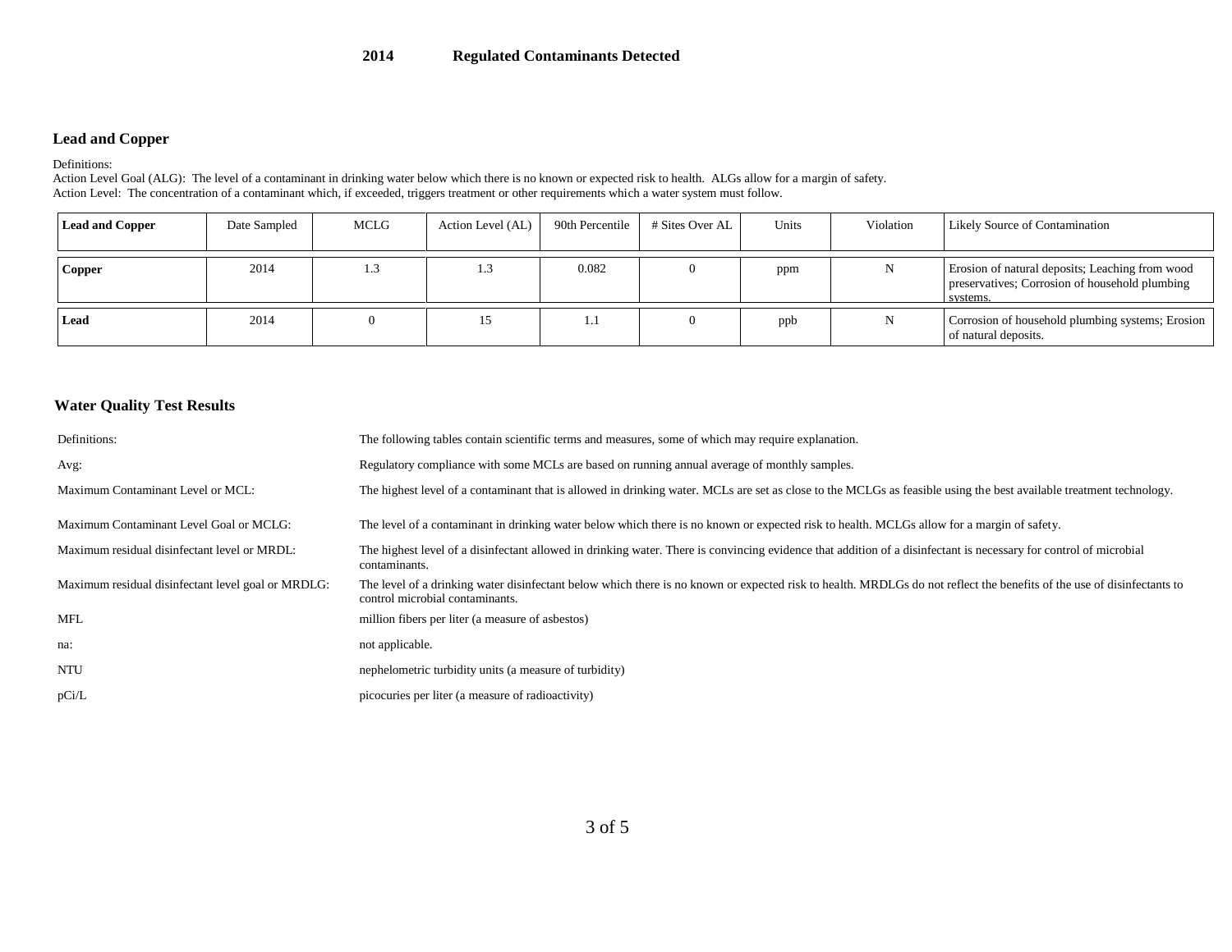# 2014 Regulated Contaminants Detected

## Lead and Copper

Definitions:
Action Level Goal (ALG): The level of a contaminant in drinking water below which there is no known or expected risk to health. ALGs allow for a margin of safety.
Action Level: The concentration of a contaminant which, if exceeded, triggers treatment or other requirements which a water system must follow.

| Lead and Copper | Date Sampled | MCLG | Action Level (AL) | 90th Percentile | # Sites Over AL | Units | Violation | Likely Source of Contamination |
|---|---|---|---|---|---|---|---|---|
| **Copper** | 2014 | 1.3 | 1.3 | 0.082 | 0 | ppm | N | Erosion of natural deposits; Leaching from wood preservatives; Corrosion of household plumbing systems. |
| **Lead** | 2014 | 0 | 15 | 1.1 | 0 | ppb | N | Corrosion of household plumbing systems; Erosion of natural deposits. |

## Water Quality Test Results

| | |
|---|---|
| Definitions: | The following tables contain scientific terms and measures, some of which may require explanation. |
| Avg: | Regulatory compliance with some MCLs are based on running annual average of monthly samples. |
| Maximum Contaminant Level or MCL: | The highest level of a contaminant that is allowed in drinking water. MCLs are set as close to the MCLGs as feasible using the best available treatment technology. |
| Maximum Contaminant Level Goal or MCLG: | The level of a contaminant in drinking water below which there is no known or expected risk to health. MCLGs allow for a margin of safety. |
| Maximum residual disinfectant level or MRDL: | The highest level of a disinfectant allowed in drinking water. There is convincing evidence that addition of a disinfectant is necessary for control of microbial contaminants. |
| Maximum residual disinfectant level goal or MRDLG: | The level of a drinking water disinfectant below which there is no known or expected risk to health. MRDLGs do not reflect the benefits of the use of disinfectants to control microbial contaminants. |
| MFL | million fibers per liter (a measure of asbestos) |
| na: | not applicable. |
| NTU | nephelometric turbidity units (a measure of turbidity) |
| pCi/L | picocuries per liter (a measure of radioactivity) |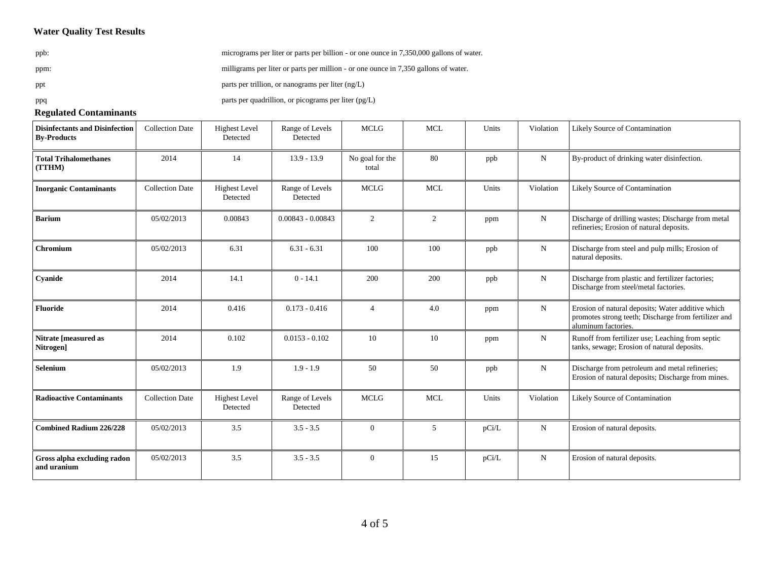## Water Quality Test Results

| | |
|---|---|
| ppb: | micrograms per liter or parts per billion - or one ounce in 7,350,000 gallons of water. |
| ppm: | milligrams per liter or parts per million - or one ounce in 7,350 gallons of water. |
| ppt | parts per trillion, or nanograms per liter (ng/L) |
| ppq | parts per quadrillion, or picograms per liter (pg/L) |

### Regulated Contaminants

| Disinfectants and Disinfection By-Products | Collection Date | Highest Level Detected | Range of Levels Detected | MCLG | MCL | Units | Violation | Likely Source of Contamination |
|---|---|---|---|---|---|---|---|---|
| **Total Trihalomethanes (TTHM)** | 2014 | 14 | 13.9 - 13.9 | No goal for the total | 80 | ppb | N | By-product of drinking water disinfection. |
| **Inorganic Contaminants** | Collection Date | Highest Level Detected | Range of Levels Detected | MCLG | MCL | Units | Violation | Likely Source of Contamination |
| **Barium** | 05/02/2013 | 0.00843 | 0.00843 - 0.00843 | 2 | 2 | ppm | N | Discharge of drilling wastes; Discharge from metal refineries; Erosion of natural deposits. |
| **Chromium** | 05/02/2013 | 6.31 | 6.31 - 6.31 | 100 | 100 | ppb | N | Discharge from steel and pulp mills; Erosion of natural deposits. |
| **Cyanide** | 2014 | 14.1 | 0 - 14.1 | 200 | 200 | ppb | N | Discharge from plastic and fertilizer factories; Discharge from steel/metal factories. |
| **Fluoride** | 2014 | 0.416 | 0.173 - 0.416 | 4 | 4.0 | ppm | N | Erosion of natural deposits; Water additive which promotes strong teeth; Discharge from fertilizer and aluminum factories. |
| **Nitrate [measured as Nitrogen]** | 2014 | 0.102 | 0.0153 - 0.102 | 10 | 10 | ppm | N | Runoff from fertilizer use; Leaching from septic tanks, sewage; Erosion of natural deposits. |
| **Selenium** | 05/02/2013 | 1.9 | 1.9 - 1.9 | 50 | 50 | ppb | N | Discharge from petroleum and metal refineries; Erosion of natural deposits; Discharge from mines. |
| **Radioactive Contaminants** | Collection Date | Highest Level Detected | Range of Levels Detected | MCLG | MCL | Units | Violation | Likely Source of Contamination |
| **Combined Radium 226/228** | 05/02/2013 | 3.5 | 3.5 - 3.5 | 0 | 5 | pCi/L | N | Erosion of natural deposits. |
| **Gross alpha excluding radon and uranium** | 05/02/2013 | 3.5 | 3.5 - 3.5 | 0 | 15 | pCi/L | N | Erosion of natural deposits. |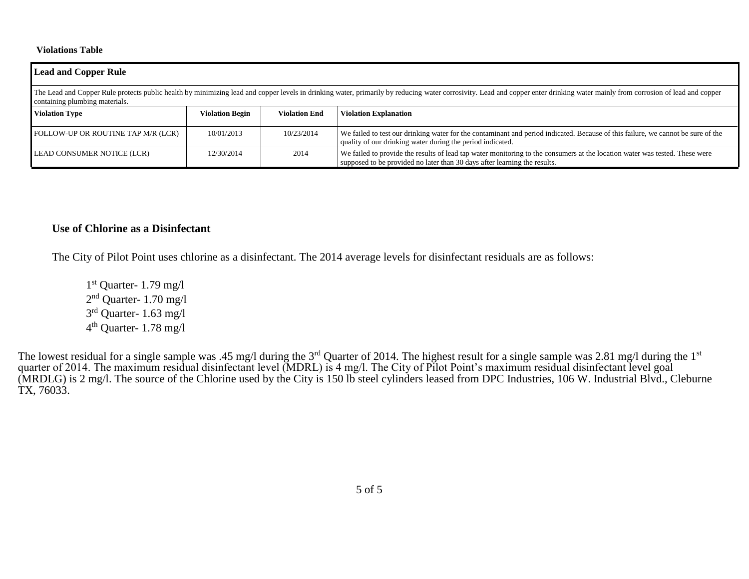**Violations Table**

| **Lead and Copper Rule** | | | |
|---|---|---|---|
| The Lead and Copper Rule protects public health by minimizing lead and copper levels in drinking water, primarily by reducing water corrosivity. Lead and copper enter drinking water mainly from corrosion of lead and copper containing plumbing materials. | | | |
| **Violation Type** | **Violation Begin** | **Violation End** | **Violation Explanation** |
| FOLLOW-UP OR ROUTINE TAP M/R (LCR) | 10/01/2013 | 10/23/2014 | We failed to test our drinking water for the contaminant and period indicated. Because of this failure, we cannot be sure of the quality of our drinking water during the period indicated. |
| LEAD CONSUMER NOTICE (LCR) | 12/30/2014 | 2014 | We failed to provide the results of lead tap water monitoring to the consumers at the location water was tested. These were supposed to be provided no later than 30 days after learning the results. |

## Use of Chlorine as a Disinfectant

The City of Pilot Point uses chlorine as a disinfectant. The 2014 average levels for disinfectant residuals are as follows:

1st Quarter- 1.79 mg/l
2nd Quarter- 1.70 mg/l
3rd Quarter- 1.63 mg/l
4th Quarter- 1.78 mg/l

The lowest residual for a single sample was .45 mg/l during the 3rd Quarter of 2014. The highest result for a single sample was 2.81 mg/l during the 1st quarter of 2014. The maximum residual disinfectant level (MDRL) is 4 mg/l. The City of Pilot Point's maximum residual disinfectant level goal (MRDLG) is 2 mg/l. The source of the Chlorine used by the City is 150 lb steel cylinders leased from DPC Industries, 106 W. Industrial Blvd., Cleburne TX, 76033.